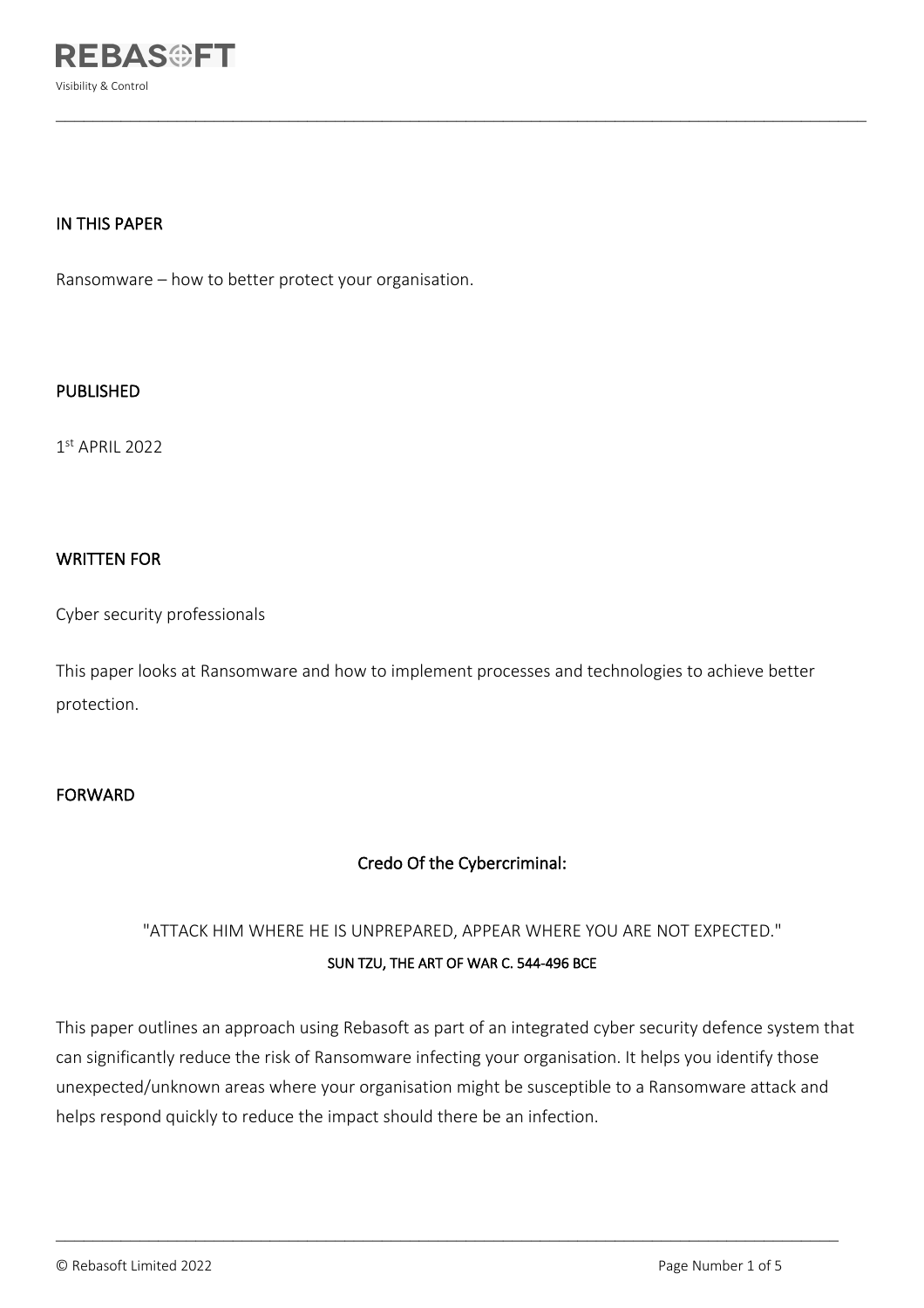## IN THIS PAPER

Ransomware – how to better protect your organisation.

## PUBLISHED

1st APRIL 2022

## WRITTEN FOR

Cyber security professionals

This paper looks at Ransomware and how to implement processes and technologies to achieve better protection.

## FORWARD

**Credo Of the Cybercriminal:**

"ATTACK HIM WHERE HE IS UNPREPARED, APPEAR WHERE YOU ARE NOT EXPECTED."

**SUN TZU, THE ART OF WAR C. 544-496 BCE**

This paper outlines an approach using Rebasoft as part of an integrated cyber security defence system that can significantly reduce the risk of Ransomware infecting your organisation. It helps you identify those unexpected/unknown areas where your organisation might be susceptible to a Ransomware attack and helps respond quickly to reduce the impact should there be an infection.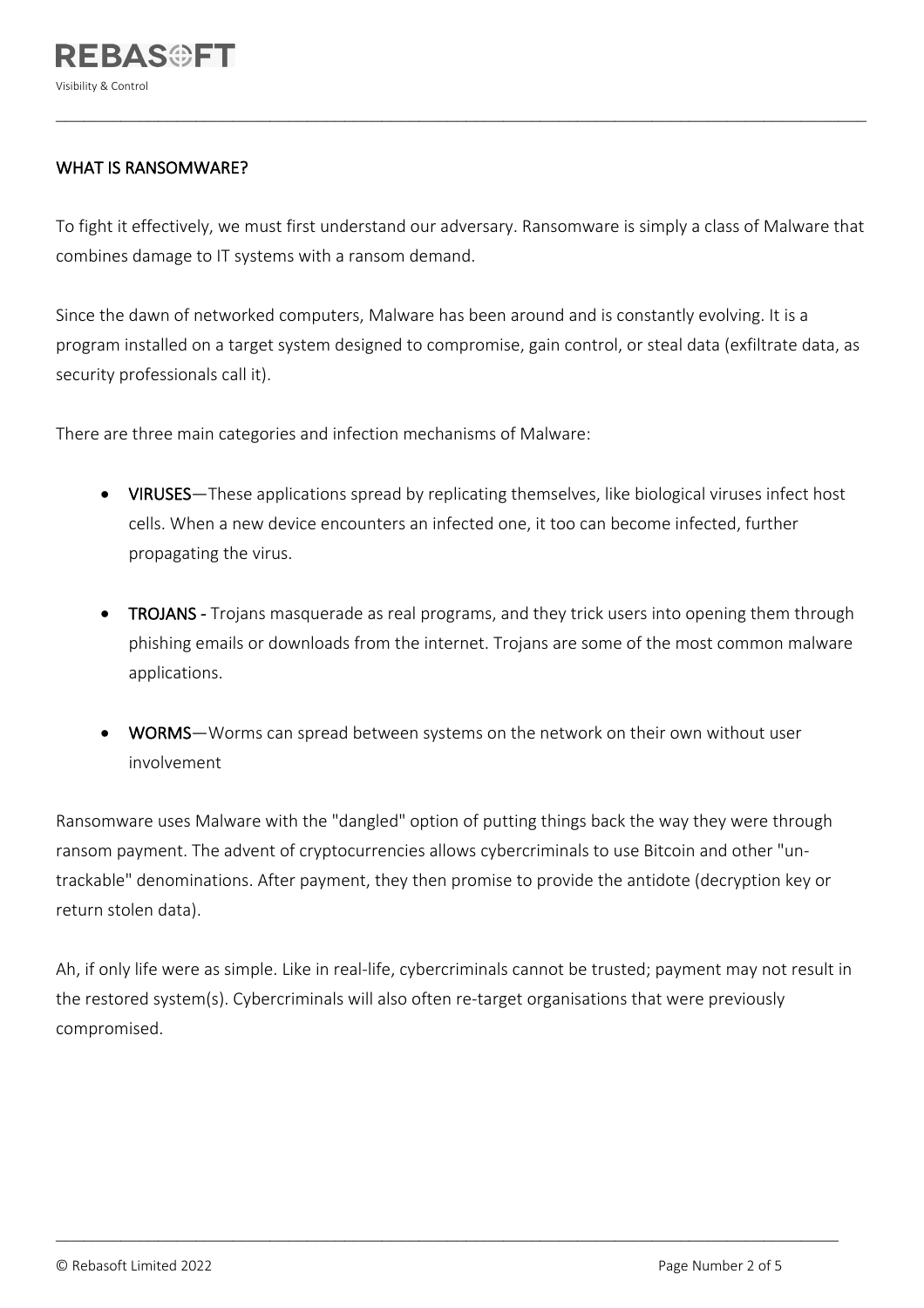## WHAT IS RANSOMWARE?

To fight it effectively, we must first understand our adversary. Ransomware is simply a class of Malware that combines damage to IT systems with a ransom demand.

Since the dawn of networked computers, Malware has been around and is constantly evolving. It is a program installed on a target system designed to compromise, gain control, or steal data (exfiltrate data, as security professionals call it).

There are three main categories and infection mechanisms of Malware:

- **VIRUSES**—These applications spread by replicating themselves, like biological viruses infect host cells. When a new device encounters an infected one, it too can become infected, further propagating the virus.

- **TROJANS** - Trojans masquerade as real programs, and they trick users into opening them through phishing emails or downloads from the internet. Trojans are some of the most common malware applications.

- **WORMS**—Worms can spread between systems on the network on their own without user involvement

Ransomware uses Malware with the "dangled" option of putting things back the way they were through ransom payment. The advent of cryptocurrencies allows cybercriminals to use Bitcoin and other "un-trackable" denominations. After payment, they then promise to provide the antidote (decryption key or return stolen data).

Ah, if only life were as simple. Like in real-life, cybercriminals cannot be trusted; payment may not result in the restored system(s). Cybercriminals will also often re-target organisations that were previously compromised.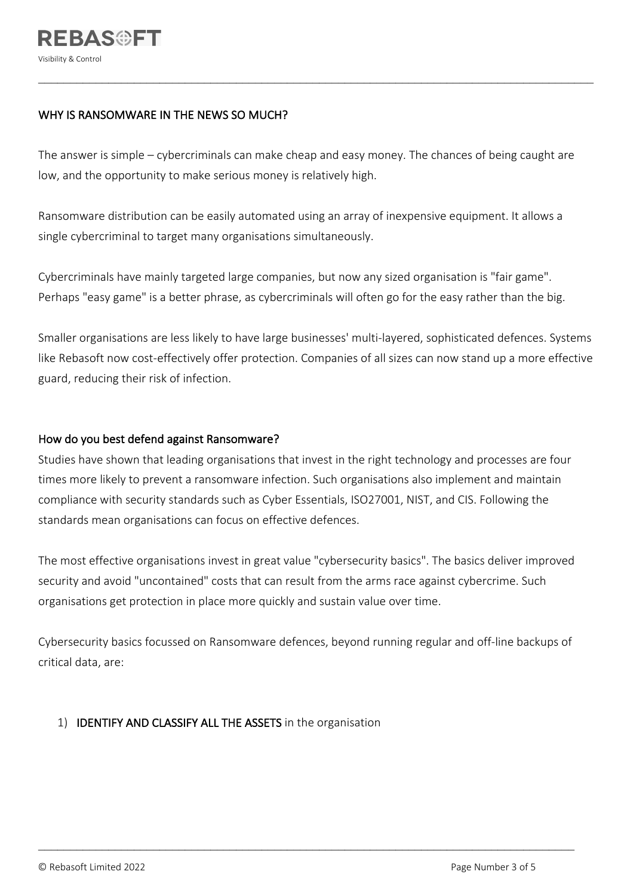## WHY IS RANSOMWARE IN THE NEWS SO MUCH?

The answer is simple – cybercriminals can make cheap and easy money. The chances of being caught are low, and the opportunity to make serious money is relatively high.

Ransomware distribution can be easily automated using an array of inexpensive equipment. It allows a single cybercriminal to target many organisations simultaneously.

Cybercriminals have mainly targeted large companies, but now any sized organisation is "fair game". Perhaps "easy game" is a better phrase, as cybercriminals will often go for the easy rather than the big.

Smaller organisations are less likely to have large businesses' multi-layered, sophisticated defences. Systems like Rebasoft now cost-effectively offer protection. Companies of all sizes can now stand up a more effective guard, reducing their risk of infection.

### How do you best defend against Ransomware?

Studies have shown that leading organisations that invest in the right technology and processes are four times more likely to prevent a ransomware infection. Such organisations also implement and maintain compliance with security standards such as Cyber Essentials, ISO27001, NIST, and CIS. Following the standards mean organisations can focus on effective defences.

The most effective organisations invest in great value "cybersecurity basics". The basics deliver improved security and avoid "uncontained" costs that can result from the arms race against cybercrime. Such organisations get protection in place more quickly and sustain value over time.

Cybersecurity basics focussed on Ransomware defences, beyond running regular and off-line backups of critical data, are:

1) **IDENTIFY AND CLASSIFY ALL THE ASSETS** in the organisation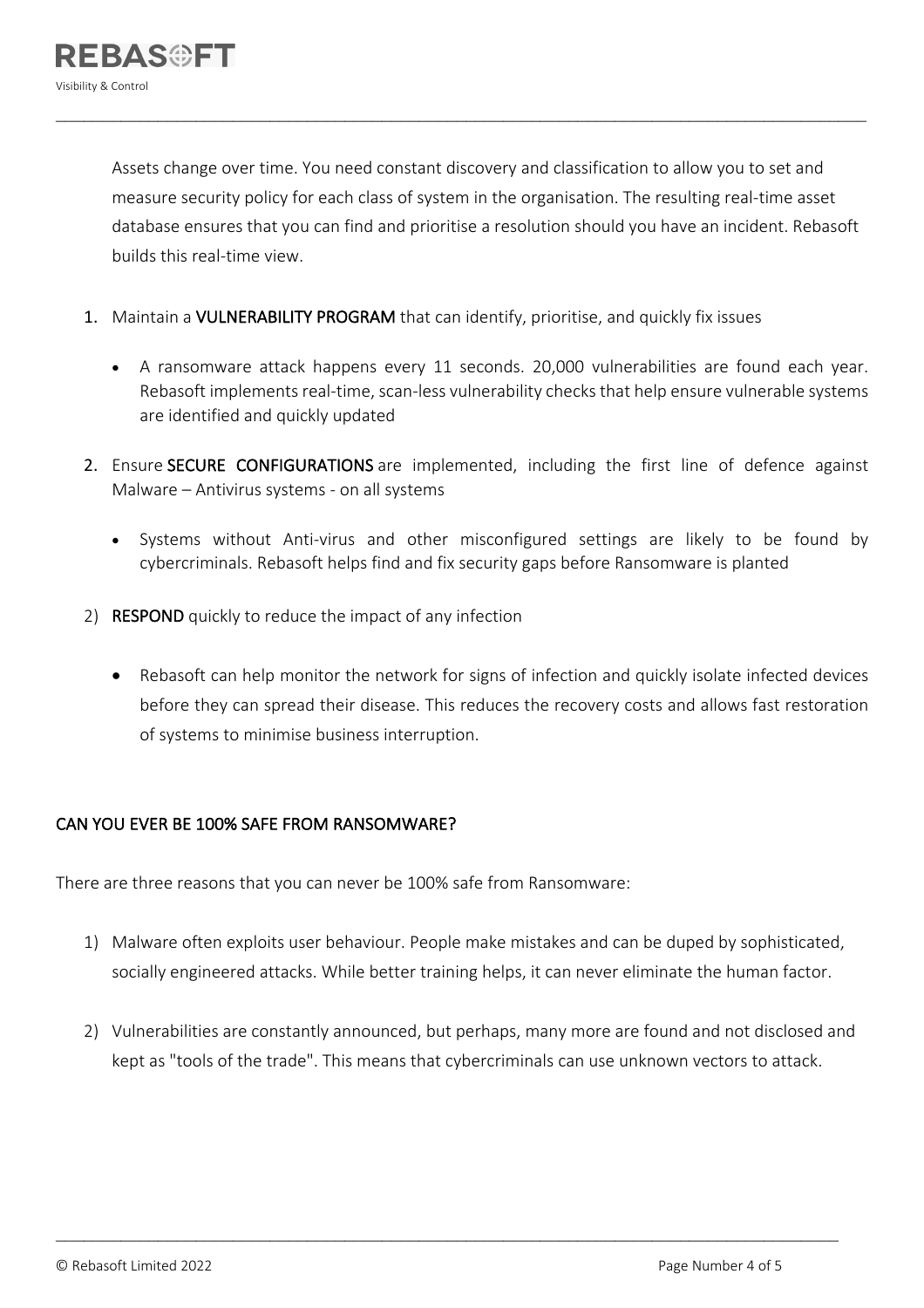Assets change over time. You need constant discovery and classification to allow you to set and measure security policy for each class of system in the organisation. The resulting real-time asset database ensures that you can find and prioritise a resolution should you have an incident. Rebasoft builds this real-time view.

1. Maintain a **VULNERABILITY PROGRAM** that can identify, prioritise, and quickly fix issues

    - A ransomware attack happens every 11 seconds. 20,000 vulnerabilities are found each year. Rebasoft implements real-time, scan-less vulnerability checks that help ensure vulnerable systems are identified and quickly updated

2. Ensure **SECURE CONFIGURATIONS** are implemented, including the first line of defence against Malware – Antivirus systems - on all systems

    - Systems without Anti-virus and other misconfigured settings are likely to be found by cybercriminals. Rebasoft helps find and fix security gaps before Ransomware is planted

2) **RESPOND** quickly to reduce the impact of any infection

    - Rebasoft can help monitor the network for signs of infection and quickly isolate infected devices before they can spread their disease. This reduces the recovery costs and allows fast restoration of systems to minimise business interruption.

## CAN YOU EVER BE 100% SAFE FROM RANSOMWARE?

There are three reasons that you can never be 100% safe from Ransomware:

1) Malware often exploits user behaviour. People make mistakes and can be duped by sophisticated, socially engineered attacks. While better training helps, it can never eliminate the human factor.

2) Vulnerabilities are constantly announced, but perhaps, many more are found and not disclosed and kept as "tools of the trade". This means that cybercriminals can use unknown vectors to attack.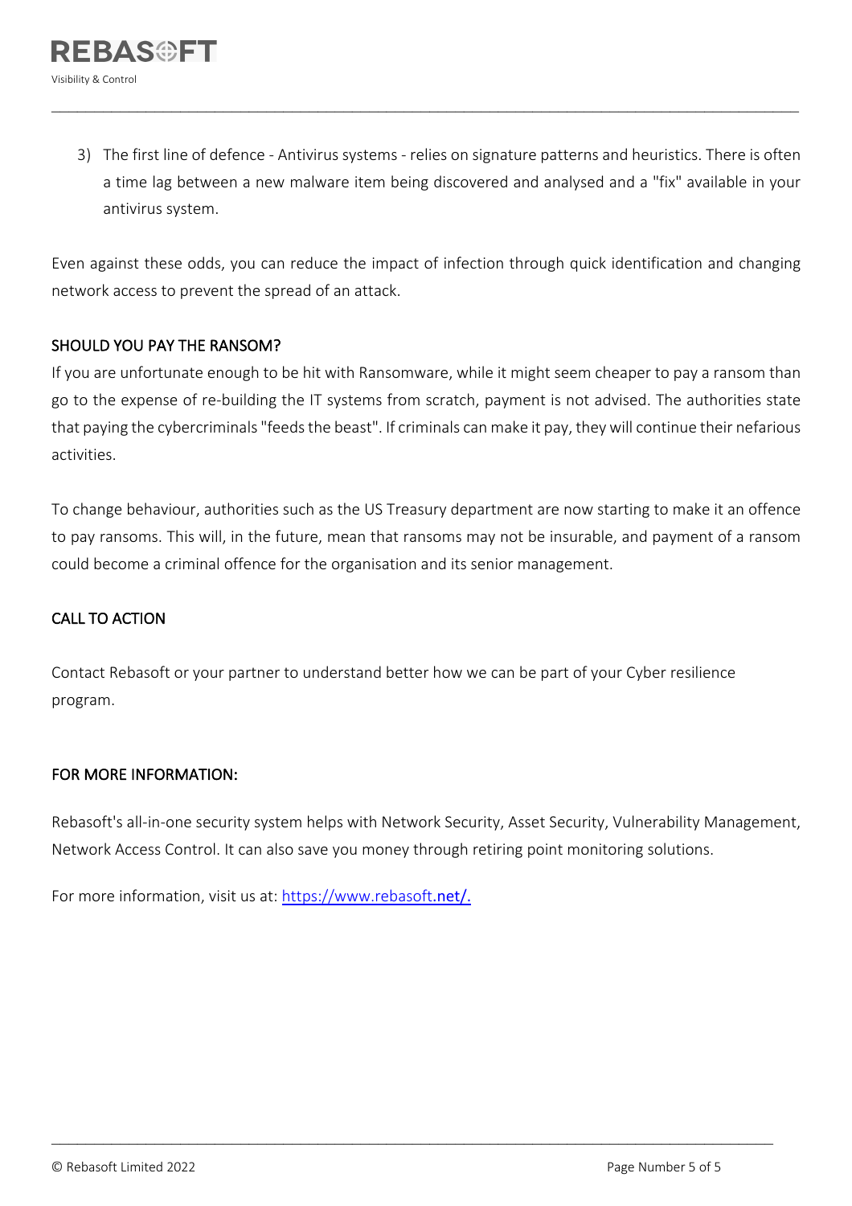3) The first line of defence - Antivirus systems - relies on signature patterns and heuristics. There is often a time lag between a new malware item being discovered and analysed and a "fix" available in your antivirus system.

Even against these odds, you can reduce the impact of infection through quick identification and changing network access to prevent the spread of an attack.

## SHOULD YOU PAY THE RANSOM?

If you are unfortunate enough to be hit with Ransomware, while it might seem cheaper to pay a ransom than go to the expense of re-building the IT systems from scratch, payment is not advised. The authorities state that paying the cybercriminals "feeds the beast". If criminals can make it pay, they will continue their nefarious activities.

To change behaviour, authorities such as the US Treasury department are now starting to make it an offence to pay ransoms. This will, in the future, mean that ransoms may not be insurable, and payment of a ransom could become a criminal offence for the organisation and its senior management.

## CALL TO ACTION

Contact Rebasoft or your partner to understand better how we can be part of your Cyber resilience program.

## FOR MORE INFORMATION:

Rebasoft's all-in-one security system helps with Network Security, Asset Security, Vulnerability Management, Network Access Control. It can also save you money through retiring point monitoring solutions.

For more information, visit us at: [https://www.rebasoft.net/.](https://www.rebasoft.net/)